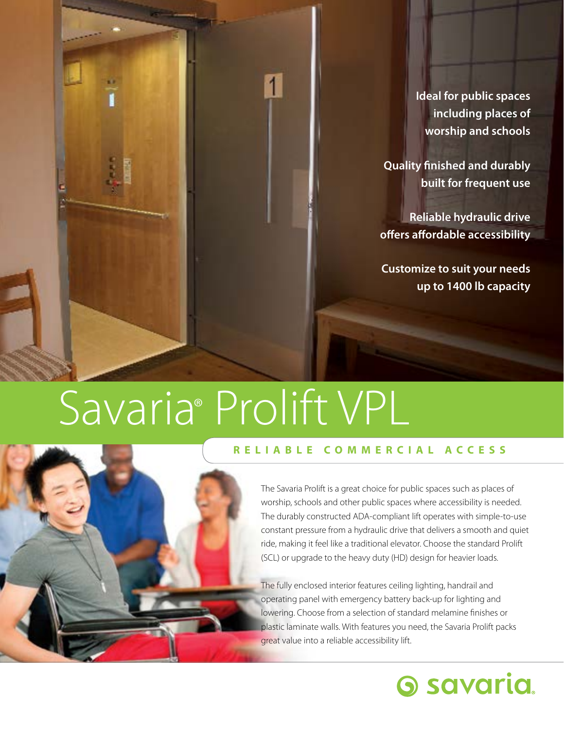Ideal for public spaces including places of worship and schools

Quality finished and durably built for frequent use

Reliable hydraulic drive offers affordable accessibility

Customize to suit your needs up to 1400 lb capacity

# Savaria® Prolift VPL

## RELIABLE COMMERCIAL ACCESS

The Savaria Prolift is a great choice for public spaces such as places of worship, schools and other public spaces where accessibility is needed. The durably constructed ADA-compliant lift operates with simple-to-use constant pressure from a hydraulic drive that delivers a smooth and quiet ride, making it feel like a traditional elevator. Choose the standard Prolift (SCL) or upgrade to the heavy duty (HD) design for heavier loads.

The fully enclosed interior features ceiling lighting, handrail and operating panel with emergency battery back-up for lighting and lowering. Choose from a selection of standard melamine finishes or plastic laminate walls. With features you need, the Savaria Prolift packs great value into a reliable accessibility lift.

savaria.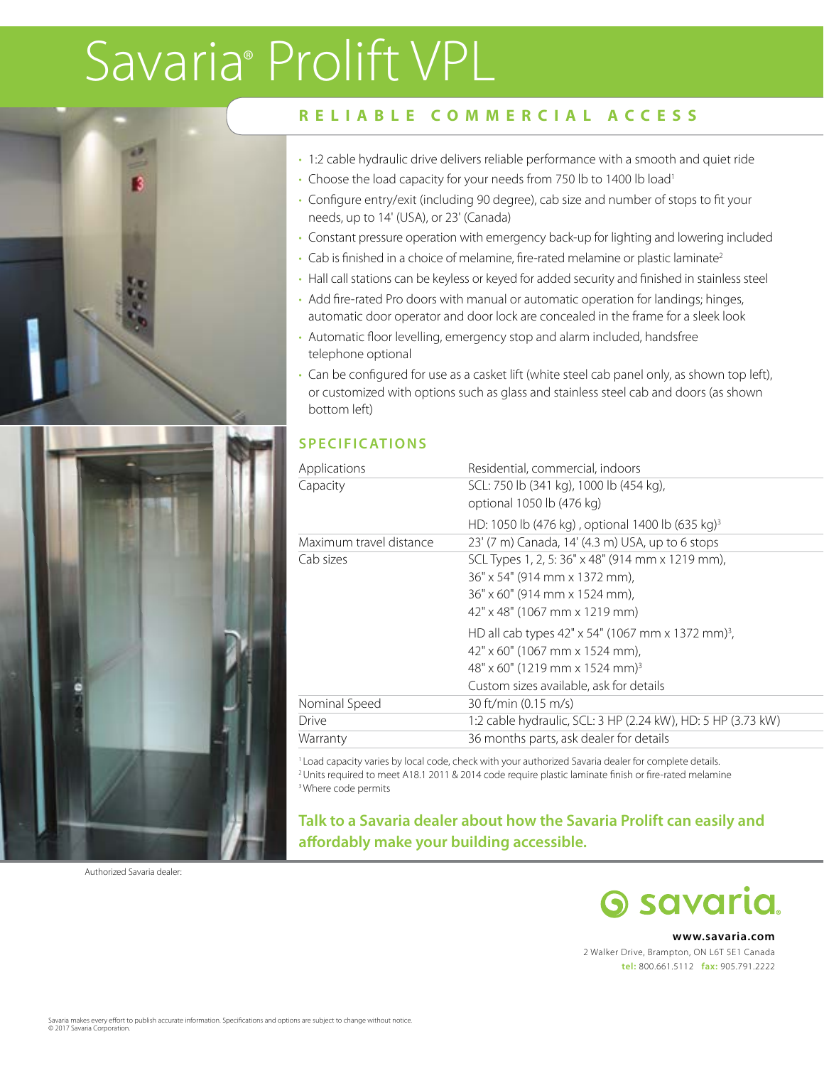# Savaria® Prolift VPL

## RELIABLE COMMERCIAL ACCESS

- 1:2 cable hydraulic drive delivers reliable performance with a smooth and quiet ride
- Choose the load capacity for your needs from 750 lb to 1400 lb load[1]
- Configure entry/exit (including 90 degree), cab size and number of stops to fit your needs, up to 14' (USA), or 23' (Canada)
- Constant pressure operation with emergency back-up for lighting and lowering included
- Cab is finished in a choice of melamine, fire-rated melamine or plastic laminate[2]
- Hall call stations can be keyless or keyed for added security and finished in stainless steel
- Add fire-rated Pro doors with manual or automatic operation for landings; hinges, automatic door operator and door lock are concealed in the frame for a sleek look
- Automatic floor levelling, emergency stop and alarm included, handsfree telephone optional
- Can be configured for use as a casket lift (white steel cab panel only, as shown top left), or customized with options such as glass and stainless steel cab and doors (as shown bottom left)

## SPECIFICATIONS

| | |
|---|---|
| Applications | Residential, commercial, indoors |
| Capacity | SCL: 750 lb (341 kg), 1000 lb (454 kg), optional 1050 lb (476 kg)<br>HD: 1050 lb (476 kg) , optional 1400 lb (635 kg)[3] |
| Maximum travel distance | 23' (7 m) Canada, 14' (4.3 m) USA, up to 6 stops |
| Cab sizes | SCL Types 1, 2, 5: 36" x 48" (914 mm x 1219 mm), 36" x 54" (914 mm x 1372 mm), 36" x 60" (914 mm x 1524 mm), 42" x 48" (1067 mm x 1219 mm)<br>HD all cab types 42" x 54" (1067 mm x 1372 mm)[3], 42" x 60" (1067 mm x 1524 mm), 48" x 60" (1219 mm x 1524 mm)[3]<br>Custom sizes available, ask for details |
| Nominal Speed | 30 ft/min (0.15 m/s) |
| Drive | 1:2 cable hydraulic, SCL: 3 HP (2.24 kW), HD: 5 HP (3.73 kW) |
| Warranty | 36 months parts, ask dealer for details |

[1] Load capacity varies by local code, check with your authorized Savaria dealer for complete details.
[2] Units required to meet A18.1 2011 & 2014 code require plastic laminate finish or fire-rated melamine
[3] Where code permits

**Talk to a Savaria dealer about how the Savaria Prolift can easily and affordably make your building accessible.**

Authorized Savaria dealer:

savaria

**www.savaria.com**
2 Walker Drive, Brampton, ON L6T 5E1 Canada
**tel:** 800.661.5112 **fax:** 905.791.2222

Savaria makes every effort to publish accurate information. Specifications and options are subject to change without notice.
© 2017 Savaria Corporation.